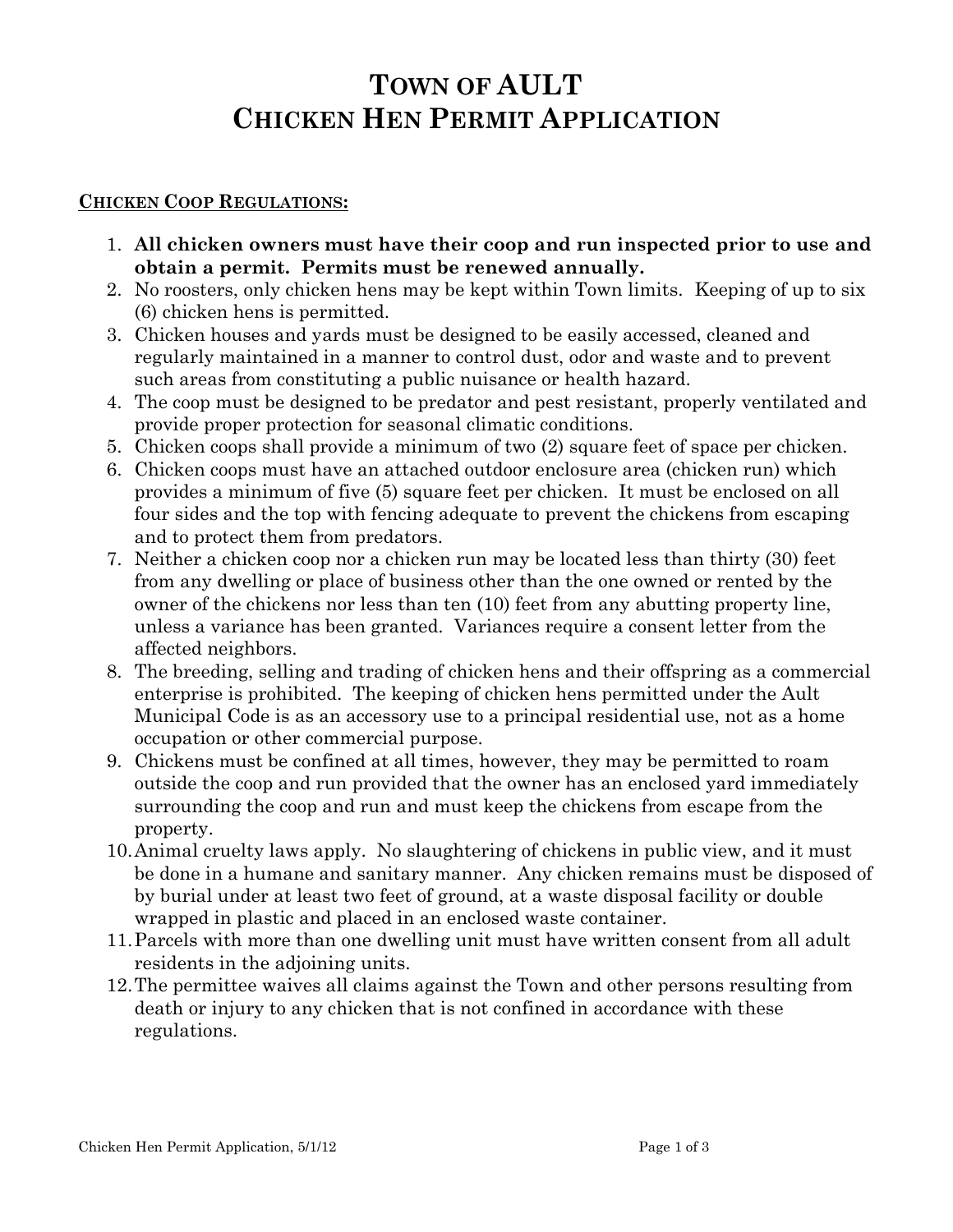# TOWN OF AULT
# CHICKEN HEN PERMIT APPLICATION

**CHICKEN COOP REGULATIONS:**

1. **All chicken owners must have their coop and run inspected prior to use and obtain a permit. Permits must be renewed annually.**
2. No roosters, only chicken hens may be kept within Town limits. Keeping of up to six (6) chicken hens is permitted.
3. Chicken houses and yards must be designed to be easily accessed, cleaned and regularly maintained in a manner to control dust, odor and waste and to prevent such areas from constituting a public nuisance or health hazard.
4. The coop must be designed to be predator and pest resistant, properly ventilated and provide proper protection for seasonal climatic conditions.
5. Chicken coops shall provide a minimum of two (2) square feet of space per chicken.
6. Chicken coops must have an attached outdoor enclosure area (chicken run) which provides a minimum of five (5) square feet per chicken. It must be enclosed on all four sides and the top with fencing adequate to prevent the chickens from escaping and to protect them from predators.
7. Neither a chicken coop nor a chicken run may be located less than thirty (30) feet from any dwelling or place of business other than the one owned or rented by the owner of the chickens nor less than ten (10) feet from any abutting property line, unless a variance has been granted. Variances require a consent letter from the affected neighbors.
8. The breeding, selling and trading of chicken hens and their offspring as a commercial enterprise is prohibited. The keeping of chicken hens permitted under the Ault Municipal Code is as an accessory use to a principal residential use, not as a home occupation or other commercial purpose.
9. Chickens must be confined at all times, however, they may be permitted to roam outside the coop and run provided that the owner has an enclosed yard immediately surrounding the coop and run and must keep the chickens from escape from the property.
10. Animal cruelty laws apply. No slaughtering of chickens in public view, and it must be done in a humane and sanitary manner. Any chicken remains must be disposed of by burial under at least two feet of ground, at a waste disposal facility or double wrapped in plastic and placed in an enclosed waste container.
11. Parcels with more than one dwelling unit must have written consent from all adult residents in the adjoining units.
12. The permittee waives all claims against the Town and other persons resulting from death or injury to any chicken that is not confined in accordance with these regulations.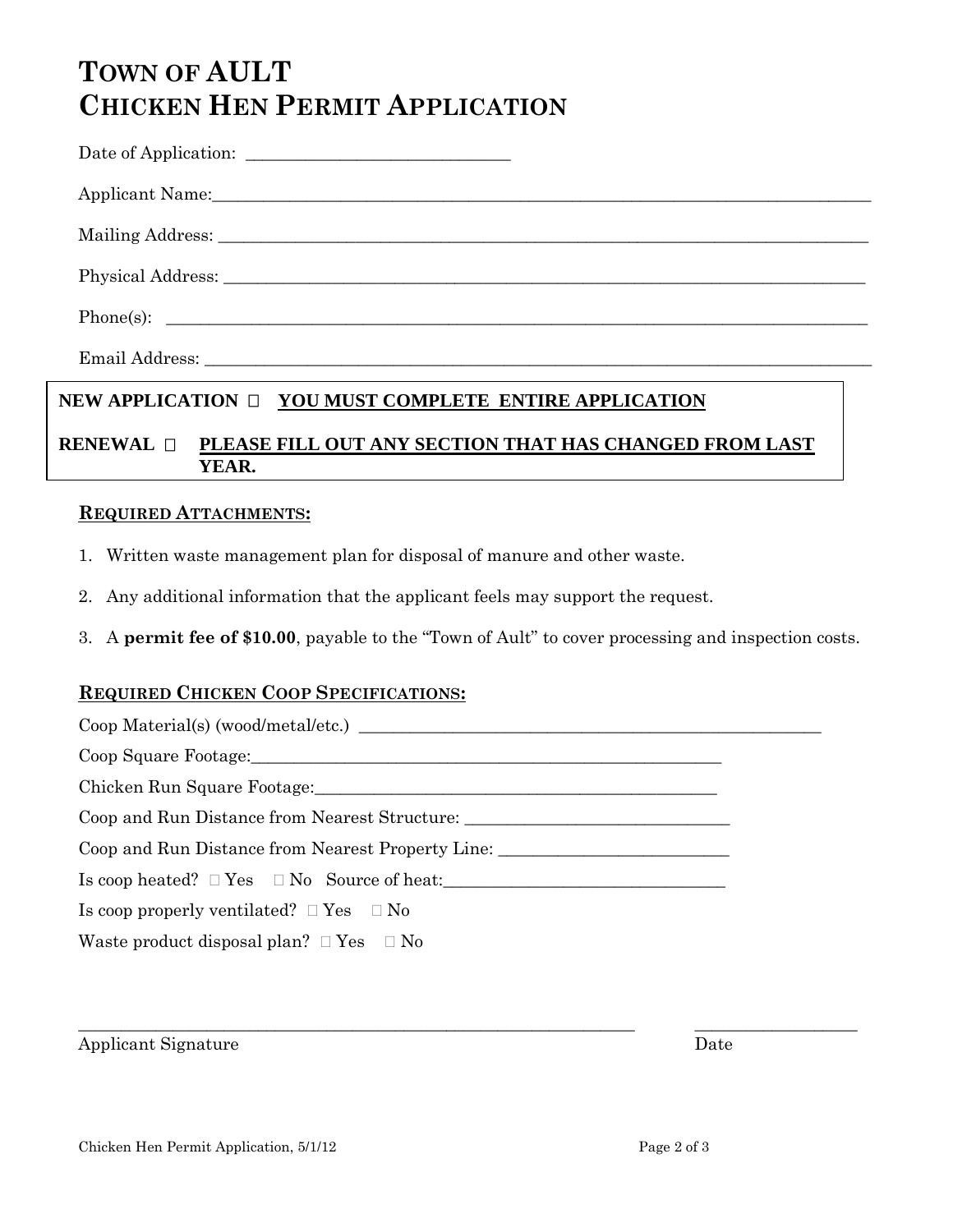# TOWN OF AULT
# CHICKEN HEN PERMIT APPLICATION

Date of Application: ______________________________

Applicant Name:_______________________________________________________________________________

Mailing Address: ______________________________________________________________________________

Physical Address: _____________________________________________________________________________

Phone(s): ____________________________________________________________________________________

Email Address: ________________________________________________________________________________

**NEW APPLICATION ☐ YOU MUST COMPLETE ENTIRE APPLICATION**

**RENEWAL ☐ PLEASE FILL OUT ANY SECTION THAT HAS CHANGED FROM LAST YEAR.**

## REQUIRED ATTACHMENTS:

1. Written waste management plan for disposal of manure and other waste.
2. Any additional information that the applicant feels may support the request.
3. A **permit fee of $10.00**, payable to the "Town of Ault" to cover processing and inspection costs.

## REQUIRED CHICKEN COOP SPECIFICATIONS:

Coop Material(s) (wood/metal/etc.) ________________________________________________________

Coop Square Footage:____________________________________________________________

Chicken Run Square Footage:______________________________________________________

Coop and Run Distance from Nearest Structure: ________________________________

Coop and Run Distance from Nearest Property Line: ____________________________

Is coop heated? ☐ Yes ☐ No Source of heat:__________________________________

Is coop properly ventilated? ☐ Yes ☐ No

Waste product disposal plan? ☐ Yes ☐ No

_____________________________________________________________________ ____________________

Applicant Signature Date

Chicken Hen Permit Application, 5/1/12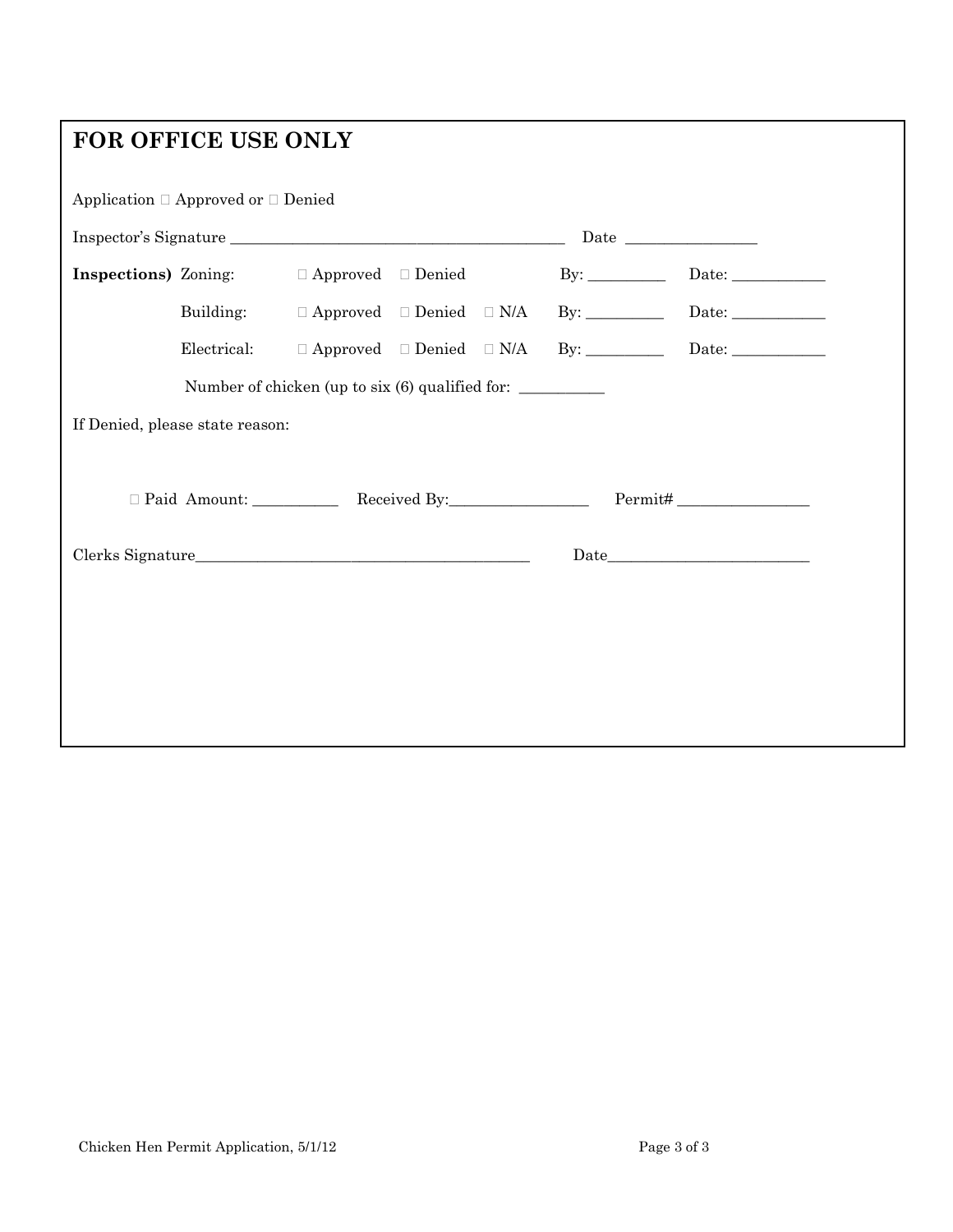## FOR OFFICE USE ONLY

Application ☐ Approved or ☐ Denied

Inspector's Signature ___________________________________________ Date ________________

| | | | | | | |
|---|---|---|---|---|---|---|
| **Inspections)** Zoning: | ☐ Approved | ☐ Denied | | By: __________ | Date: ____________ |
| Building: | ☐ Approved | ☐ Denied | ☐ N/A | By: __________ | Date: ____________ |
| Electrical: | ☐ Approved | ☐ Denied | ☐ N/A | By: __________ | Date: ____________ |

Number of chicken (up to six (6) qualified for: __________

If Denied, please state reason:

☐ Paid Amount: __________ Received By:_________________ Permit# ________________

Clerks Signature___________________________________________ Date_________________________

Chicken Hen Permit Application, 5/1/12